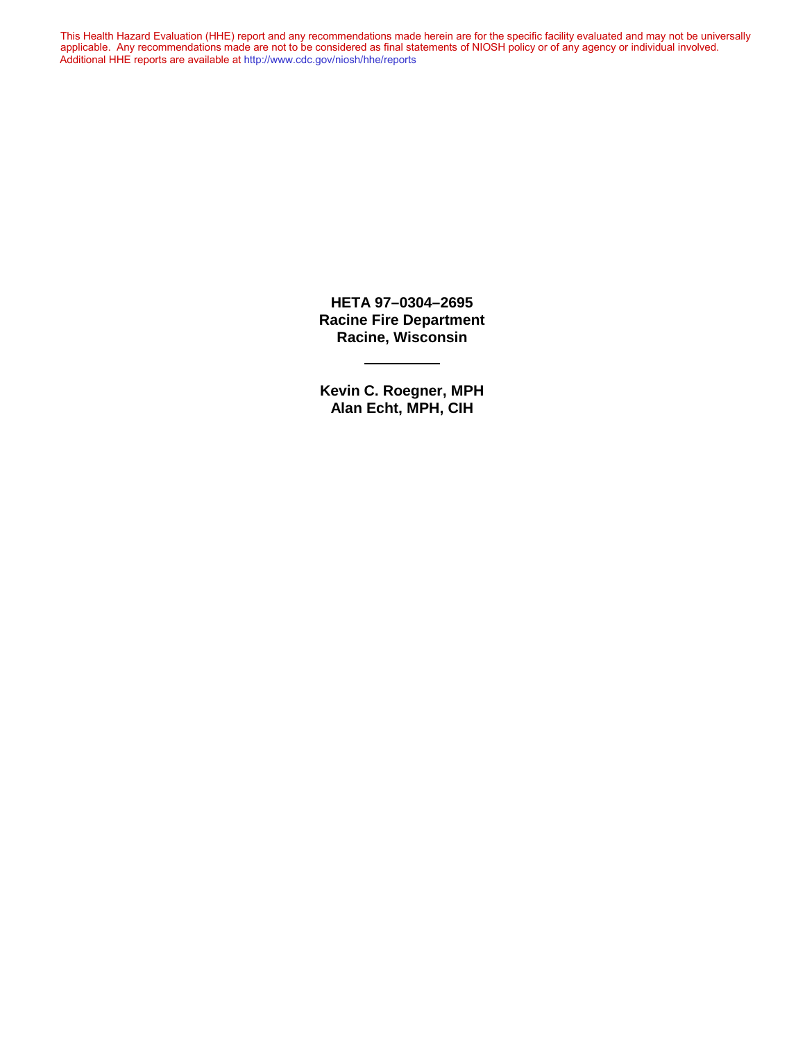This Health Hazard Evaluation (HHE) report and any recommendations made herein are for the specific facility evaluated and may not be universally applicable. Any recommendations made are not to be considered as final statements of NIOSH policy or of any agency or individual involved. Additional HHE reports are available at http://www.cdc.gov/niosh/hhe/reports

**HETA 97–0304–2695**
**Racine Fire Department**
**Racine, Wisconsin**

---

**Kevin C. Roegner, MPH**
**Alan Echt, MPH, CIH**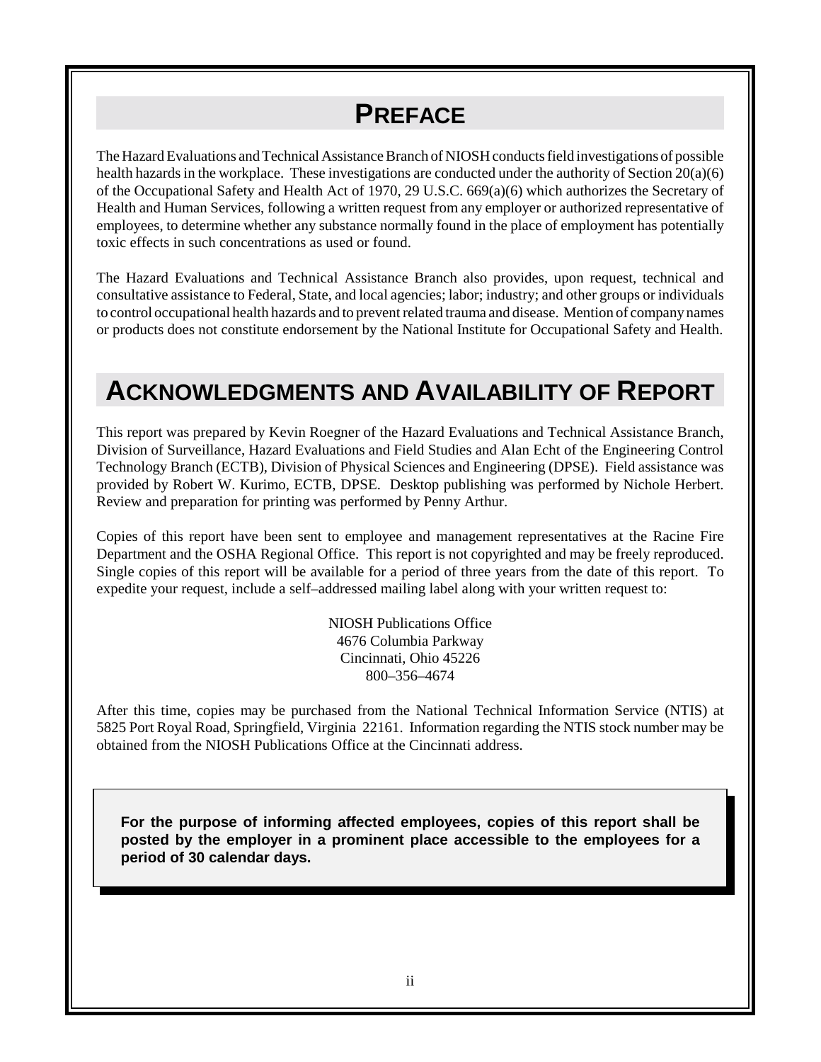# PREFACE

The Hazard Evaluations and Technical Assistance Branch of NIOSH conducts field investigations of possible health hazards in the workplace. These investigations are conducted under the authority of Section 20(a)(6) of the Occupational Safety and Health Act of 1970, 29 U.S.C. 669(a)(6) which authorizes the Secretary of Health and Human Services, following a written request from any employer or authorized representative of employees, to determine whether any substance normally found in the place of employment has potentially toxic effects in such concentrations as used or found.

The Hazard Evaluations and Technical Assistance Branch also provides, upon request, technical and consultative assistance to Federal, State, and local agencies; labor; industry; and other groups or individuals to control occupational health hazards and to prevent related trauma and disease. Mention of company names or products does not constitute endorsement by the National Institute for Occupational Safety and Health.

# ACKNOWLEDGMENTS AND AVAILABILITY OF REPORT

This report was prepared by Kevin Roegner of the Hazard Evaluations and Technical Assistance Branch, Division of Surveillance, Hazard Evaluations and Field Studies and Alan Echt of the Engineering Control Technology Branch (ECTB), Division of Physical Sciences and Engineering (DPSE). Field assistance was provided by Robert W. Kurimo, ECTB, DPSE. Desktop publishing was performed by Nichole Herbert. Review and preparation for printing was performed by Penny Arthur.

Copies of this report have been sent to employee and management representatives at the Racine Fire Department and the OSHA Regional Office. This report is not copyrighted and may be freely reproduced. Single copies of this report will be available for a period of three years from the date of this report. To expedite your request, include a self–addressed mailing label along with your written request to:

NIOSH Publications Office
4676 Columbia Parkway
Cincinnati, Ohio 45226
800–356–4674

After this time, copies may be purchased from the National Technical Information Service (NTIS) at 5825 Port Royal Road, Springfield, Virginia 22161. Information regarding the NTIS stock number may be obtained from the NIOSH Publications Office at the Cincinnati address.

**For the purpose of informing affected employees, copies of this report shall be posted by the employer in a prominent place accessible to the employees for a period of 30 calendar days.**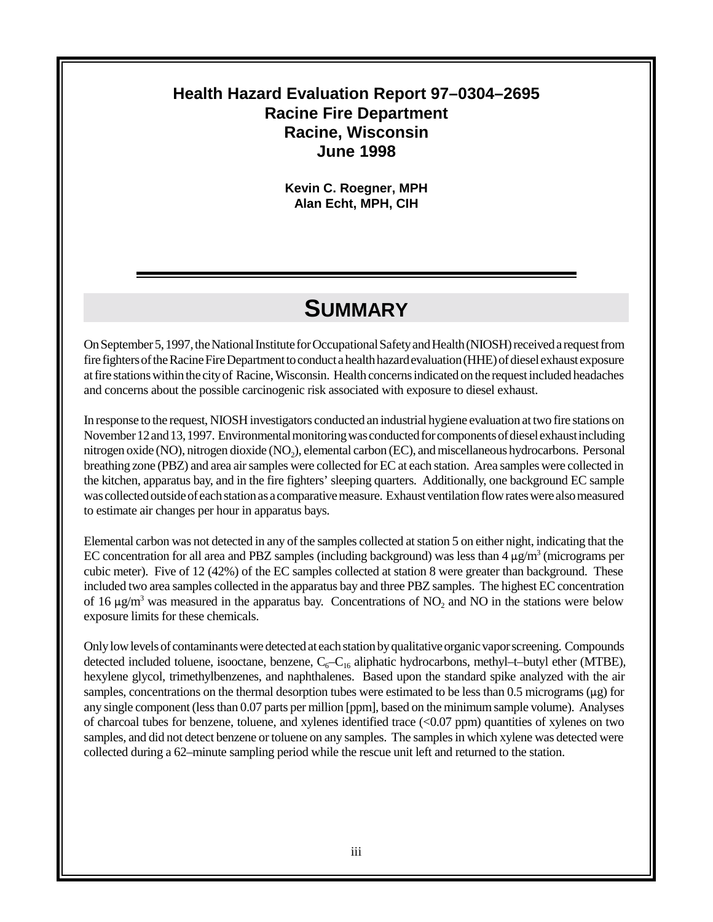**Health Hazard Evaluation Report 97–0304–2695**
**Racine Fire Department**
**Racine, Wisconsin**
**June 1998**

**Kevin C. Roegner, MPH**
**Alan Echt, MPH, CIH**

# SUMMARY

On September 5, 1997, the National Institute for Occupational Safety and Health (NIOSH) received a request from fire fighters of the Racine Fire Department to conduct a health hazard evaluation (HHE) of diesel exhaust exposure at fire stations within the city of Racine, Wisconsin. Health concerns indicated on the request included headaches and concerns about the possible carcinogenic risk associated with exposure to diesel exhaust.

In response to the request, NIOSH investigators conducted an industrial hygiene evaluation at two fire stations on November 12 and 13, 1997. Environmental monitoring was conducted for components of diesel exhaust including nitrogen oxide (NO), nitrogen dioxide ($NO_2$), elemental carbon (EC), and miscellaneous hydrocarbons. Personal breathing zone (PBZ) and area air samples were collected for EC at each station. Area samples were collected in the kitchen, apparatus bay, and in the fire fighters' sleeping quarters. Additionally, one background EC sample was collected outside of each station as a comparative measure. Exhaust ventilation flow rates were also measured to estimate air changes per hour in apparatus bays.

Elemental carbon was not detected in any of the samples collected at station 5 on either night, indicating that the EC concentration for all area and PBZ samples (including background) was less than 4 $\mu g/m^3$ (micrograms per cubic meter). Five of 12 (42%) of the EC samples collected at station 8 were greater than background. These included two area samples collected in the apparatus bay and three PBZ samples. The highest EC concentration of 16 $\mu g/m^3$ was measured in the apparatus bay. Concentrations of $NO_2$ and NO in the stations were below exposure limits for these chemicals.

Only low levels of contaminants were detected at each station by qualitative organic vapor screening. Compounds detected included toluene, isooctane, benzene, $C_6$–$C_{16}$ aliphatic hydrocarbons, methyl–t–butyl ether (MTBE), hexylene glycol, trimethylbenzenes, and naphthalenes. Based upon the standard spike analyzed with the air samples, concentrations on the thermal desorption tubes were estimated to be less than 0.5 micrograms ($\mu g$) for any single component (less than 0.07 parts per million [ppm], based on the minimum sample volume). Analyses of charcoal tubes for benzene, toluene, and xylenes identified trace (<0.07 ppm) quantities of xylenes on two samples, and did not detect benzene or toluene on any samples. The samples in which xylene was detected were collected during a 62–minute sampling period while the rescue unit left and returned to the station.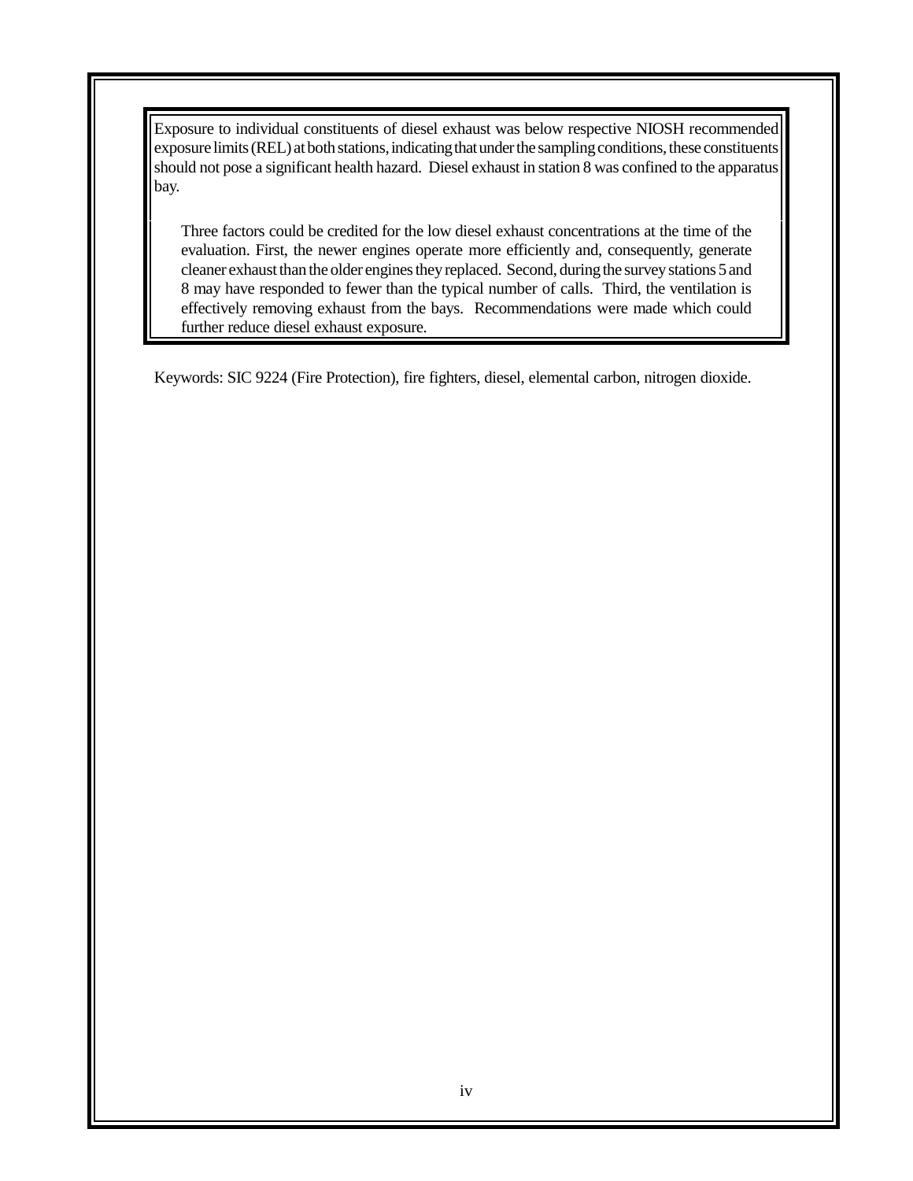Exposure to individual constituents of diesel exhaust was below respective NIOSH recommended exposure limits (REL) at both stations, indicating that under the sampling conditions, these constituents should not pose a significant health hazard. Diesel exhaust in station 8 was confined to the apparatus bay.

Three factors could be credited for the low diesel exhaust concentrations at the time of the evaluation. First, the newer engines operate more efficiently and, consequently, generate cleaner exhaust than the older engines they replaced. Second, during the survey stations 5 and 8 may have responded to fewer than the typical number of calls. Third, the ventilation is effectively removing exhaust from the bays. Recommendations were made which could further reduce diesel exhaust exposure.

Keywords: SIC 9224 (Fire Protection), fire fighters, diesel, elemental carbon, nitrogen dioxide.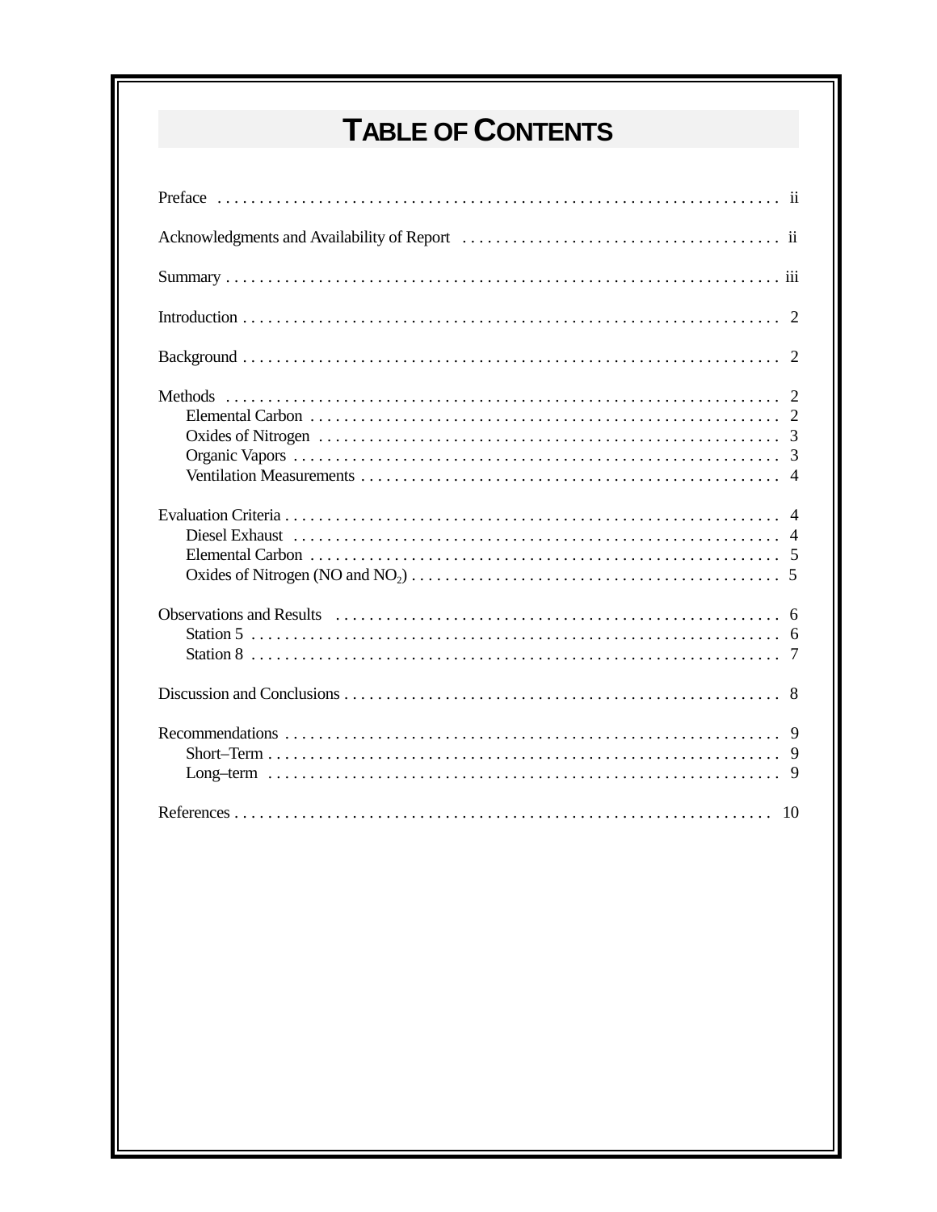# TABLE OF CONTENTS

Preface . . . . . . . . . . . . . . . . . . . . . . . . . . . . . . . . . . . . . . . . . . . . . . . . . . . . . . . . . . . . . . . . . ii

Acknowledgments and Availability of Report . . . . . . . . . . . . . . . . . . . . . . . . . . . . . . . . . . . . . . ii

Summary . . . . . . . . . . . . . . . . . . . . . . . . . . . . . . . . . . . . . . . . . . . . . . . . . . . . . . . . . . . . . . . . iii

Introduction . . . . . . . . . . . . . . . . . . . . . . . . . . . . . . . . . . . . . . . . . . . . . . . . . . . . . . . . . . . . . . 2

Background . . . . . . . . . . . . . . . . . . . . . . . . . . . . . . . . . . . . . . . . . . . . . . . . . . . . . . . . . . . . . . 2

Methods . . . . . . . . . . . . . . . . . . . . . . . . . . . . . . . . . . . . . . . . . . . . . . . . . . . . . . . . . . . . . . . . 2
- Elemental Carbon . . . . . . . . . . . . . . . . . . . . . . . . . . . . . . . . . . . . . . . . . . . . . . . . . . . . . . . 2
- Oxides of Nitrogen . . . . . . . . . . . . . . . . . . . . . . . . . . . . . . . . . . . . . . . . . . . . . . . . . . . . . . 3
- Organic Vapors . . . . . . . . . . . . . . . . . . . . . . . . . . . . . . . . . . . . . . . . . . . . . . . . . . . . . . . . . 3
- Ventilation Measurements . . . . . . . . . . . . . . . . . . . . . . . . . . . . . . . . . . . . . . . . . . . . . . . . . 4

Evaluation Criteria . . . . . . . . . . . . . . . . . . . . . . . . . . . . . . . . . . . . . . . . . . . . . . . . . . . . . . . . . . 4
- Diesel Exhaust . . . . . . . . . . . . . . . . . . . . . . . . . . . . . . . . . . . . . . . . . . . . . . . . . . . . . . . . . 4
- Elemental Carbon . . . . . . . . . . . . . . . . . . . . . . . . . . . . . . . . . . . . . . . . . . . . . . . . . . . . . . . 5
- Oxides of Nitrogen (NO and $NO_2$) . . . . . . . . . . . . . . . . . . . . . . . . . . . . . . . . . . . . . . . . . . 5

Observations and Results . . . . . . . . . . . . . . . . . . . . . . . . . . . . . . . . . . . . . . . . . . . . . . . . . . . . 6
- Station 5 . . . . . . . . . . . . . . . . . . . . . . . . . . . . . . . . . . . . . . . . . . . . . . . . . . . . . . . . . . . . . . 6
- Station 8 . . . . . . . . . . . . . . . . . . . . . . . . . . . . . . . . . . . . . . . . . . . . . . . . . . . . . . . . . . . . . . 7

Discussion and Conclusions . . . . . . . . . . . . . . . . . . . . . . . . . . . . . . . . . . . . . . . . . . . . . . . . . . 8

Recommendations . . . . . . . . . . . . . . . . . . . . . . . . . . . . . . . . . . . . . . . . . . . . . . . . . . . . . . . . . . 9
- Short–Term . . . . . . . . . . . . . . . . . . . . . . . . . . . . . . . . . . . . . . . . . . . . . . . . . . . . . . . . . . . . 9
- Long–term . . . . . . . . . . . . . . . . . . . . . . . . . . . . . . . . . . . . . . . . . . . . . . . . . . . . . . . . . . . . . 9

References . . . . . . . . . . . . . . . . . . . . . . . . . . . . . . . . . . . . . . . . . . . . . . . . . . . . . . . . . . . . . . . 10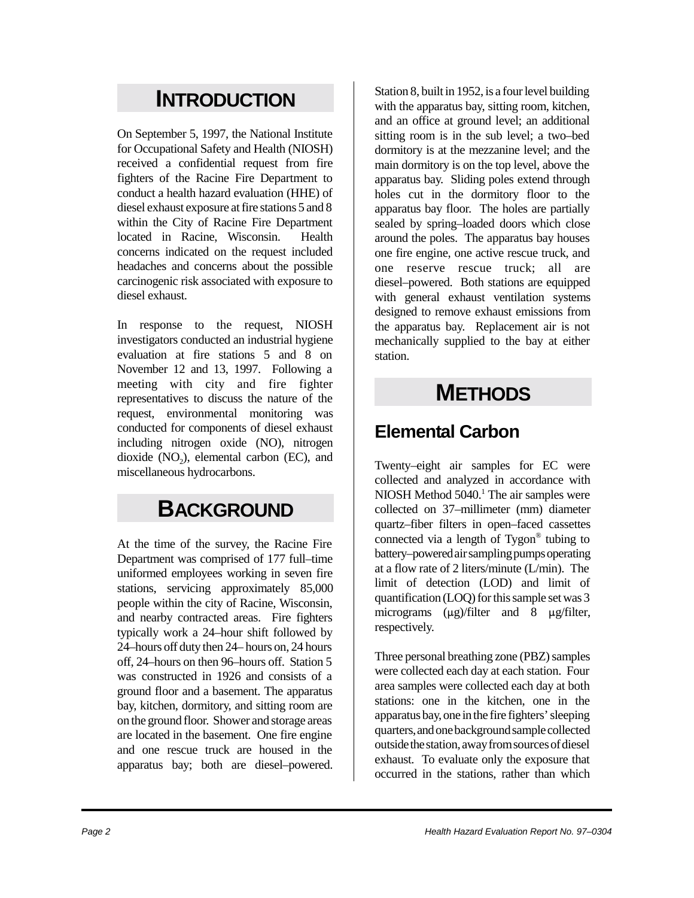# INTRODUCTION

On September 5, 1997, the National Institute for Occupational Safety and Health (NIOSH) received a confidential request from fire fighters of the Racine Fire Department to conduct a health hazard evaluation (HHE) of diesel exhaust exposure at fire stations 5 and 8 within the City of Racine Fire Department located in Racine, Wisconsin. Health concerns indicated on the request included headaches and concerns about the possible carcinogenic risk associated with exposure to diesel exhaust.

In response to the request, NIOSH investigators conducted an industrial hygiene evaluation at fire stations 5 and 8 on November 12 and 13, 1997. Following a meeting with city and fire fighter representatives to discuss the nature of the request, environmental monitoring was conducted for components of diesel exhaust including nitrogen oxide (NO), nitrogen dioxide ($NO_2$), elemental carbon (EC), and miscellaneous hydrocarbons.

# BACKGROUND

At the time of the survey, the Racine Fire Department was comprised of 177 full–time uniformed employees working in seven fire stations, servicing approximately 85,000 people within the city of Racine, Wisconsin, and nearby contracted areas. Fire fighters typically work a 24–hour shift followed by 24–hours off duty then 24– hours on, 24 hours off, 24–hours on then 96–hours off. Station 5 was constructed in 1926 and consists of a ground floor and a basement. The apparatus bay, kitchen, dormitory, and sitting room are on the ground floor. Shower and storage areas are located in the basement. One fire engine and one rescue truck are housed in the apparatus bay; both are diesel–powered. Station 8, built in 1952, is a four level building with the apparatus bay, sitting room, kitchen, and an office at ground level; an additional sitting room is in the sub level; a two–bed dormitory is at the mezzanine level; and the main dormitory is on the top level, above the apparatus bay. Sliding poles extend through holes cut in the dormitory floor to the apparatus bay floor. The holes are partially sealed by spring–loaded doors which close around the poles. The apparatus bay houses one fire engine, one active rescue truck, and one reserve rescue truck; all are diesel–powered. Both stations are equipped with general exhaust ventilation systems designed to remove exhaust emissions from the apparatus bay. Replacement air is not mechanically supplied to the bay at either station.

# METHODS

## Elemental Carbon

Twenty–eight air samples for EC were collected and analyzed in accordance with NIOSH Method 5040.[1] The air samples were collected on 37–millimeter (mm) diameter quartz–fiber filters in open–faced cassettes connected via a length of Tygon® tubing to battery–powered air sampling pumps operating at a flow rate of 2 liters/minute (L/min). The limit of detection (LOD) and limit of quantification (LOQ) for this sample set was 3 micrograms (μg)/filter and 8 μg/filter, respectively.

Three personal breathing zone (PBZ) samples were collected each day at each station. Four area samples were collected each day at both stations: one in the kitchen, one in the apparatus bay, one in the fire fighters' sleeping quarters, and one background sample collected outside the station, away from sources of diesel exhaust. To evaluate only the exposure that occurred in the stations, rather than which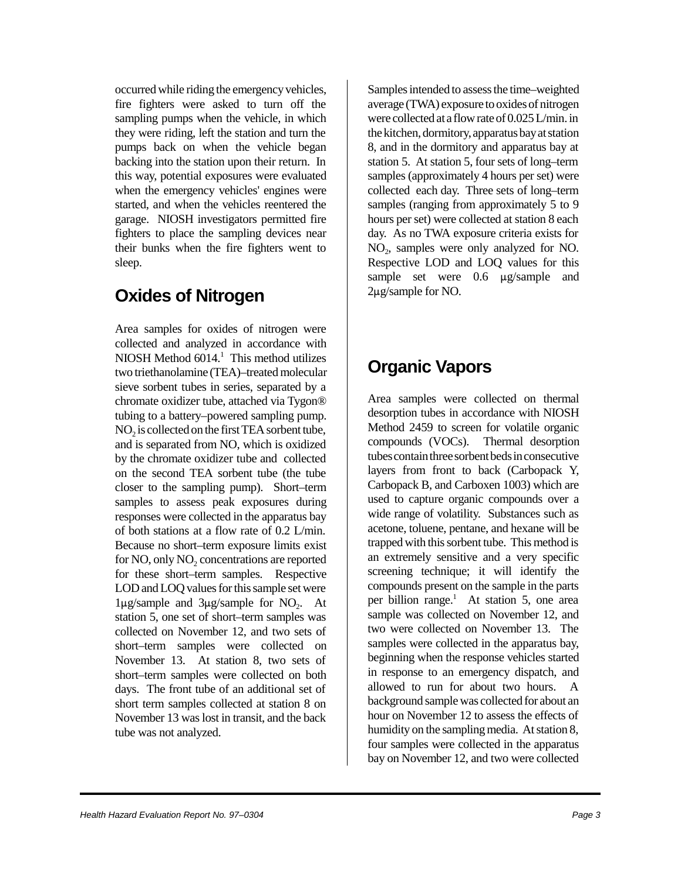occurred while riding the emergency vehicles, fire fighters were asked to turn off the sampling pumps when the vehicle, in which they were riding, left the station and turn the pumps back on when the vehicle began backing into the station upon their return. In this way, potential exposures were evaluated when the emergency vehicles' engines were started, and when the vehicles reentered the garage. NIOSH investigators permitted fire fighters to place the sampling devices near their bunks when the fire fighters went to sleep.

## Oxides of Nitrogen

Area samples for oxides of nitrogen were collected and analyzed in accordance with NIOSH Method 6014.[1] This method utilizes two triethanolamine (TEA)–treated molecular sieve sorbent tubes in series, separated by a chromate oxidizer tube, attached via Tygon® tubing to a battery–powered sampling pump. $NO_2$ is collected on the first TEA sorbent tube, and is separated from NO, which is oxidized by the chromate oxidizer tube and collected on the second TEA sorbent tube (the tube closer to the sampling pump). Short–term samples to assess peak exposures during responses were collected in the apparatus bay of both stations at a flow rate of 0.2 L/min. Because no short–term exposure limits exist for NO, only $NO_2$ concentrations are reported for these short–term samples. Respective LOD and LOQ values for this sample set were 1µg/sample and 3µg/sample for $NO_2$. At station 5, one set of short–term samples was collected on November 12, and two sets of short–term samples were collected on November 13. At station 8, two sets of short–term samples were collected on both days. The front tube of an additional set of short term samples collected at station 8 on November 13 was lost in transit, and the back tube was not analyzed.

Samples intended to assess the time–weighted average (TWA) exposure to oxides of nitrogen were collected at a flow rate of 0.025 L/min. in the kitchen, dormitory, apparatus bay at station 8, and in the dormitory and apparatus bay at station 5. At station 5, four sets of long–term samples (approximately 4 hours per set) were collected each day. Three sets of long–term samples (ranging from approximately 5 to 9 hours per set) were collected at station 8 each day. As no TWA exposure criteria exists for $NO_2$, samples were only analyzed for NO. Respective LOD and LOQ values for this sample set were 0.6 µg/sample and 2µg/sample for NO.

## Organic Vapors

Area samples were collected on thermal desorption tubes in accordance with NIOSH Method 2459 to screen for volatile organic compounds (VOCs). Thermal desorption tubes contain three sorbent beds in consecutive layers from front to back (Carbopack Y, Carbopack B, and Carboxen 1003) which are used to capture organic compounds over a wide range of volatility. Substances such as acetone, toluene, pentane, and hexane will be trapped with this sorbent tube. This method is an extremely sensitive and a very specific screening technique; it will identify the compounds present on the sample in the parts per billion range.[1] At station 5, one area sample was collected on November 12, and two were collected on November 13. The samples were collected in the apparatus bay, beginning when the response vehicles started in response to an emergency dispatch, and allowed to run for about two hours. A background sample was collected for about an hour on November 12 to assess the effects of humidity on the sampling media. At station 8, four samples were collected in the apparatus bay on November 12, and two were collected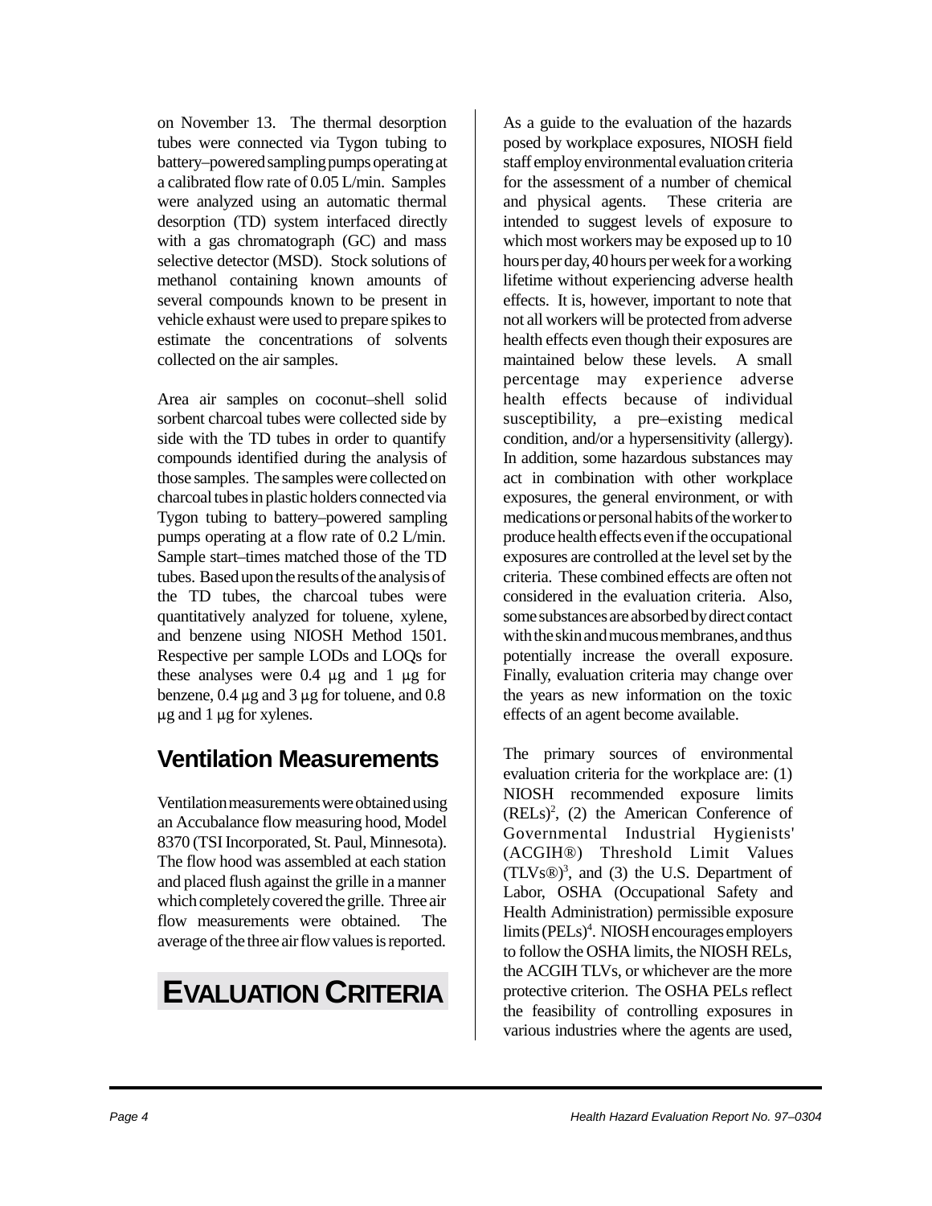on November 13. The thermal desorption tubes were connected via Tygon tubing to battery–powered sampling pumps operating at a calibrated flow rate of 0.05 L/min. Samples were analyzed using an automatic thermal desorption (TD) system interfaced directly with a gas chromatograph (GC) and mass selective detector (MSD). Stock solutions of methanol containing known amounts of several compounds known to be present in vehicle exhaust were used to prepare spikes to estimate the concentrations of solvents collected on the air samples.

Area air samples on coconut–shell solid sorbent charcoal tubes were collected side by side with the TD tubes in order to quantify compounds identified during the analysis of those samples. The samples were collected on charcoal tubes in plastic holders connected via Tygon tubing to battery–powered sampling pumps operating at a flow rate of 0.2 L/min. Sample start–times matched those of the TD tubes. Based upon the results of the analysis of the TD tubes, the charcoal tubes were quantitatively analyzed for toluene, xylene, and benzene using NIOSH Method 1501. Respective per sample LODs and LOQs for these analyses were 0.4 µg and 1 µg for benzene, 0.4 µg and 3 µg for toluene, and 0.8 µg and 1 µg for xylenes.

## Ventilation Measurements

Ventilation measurements were obtained using an Accubalance flow measuring hood, Model 8370 (TSI Incorporated, St. Paul, Minnesota). The flow hood was assembled at each station and placed flush against the grille in a manner which completely covered the grille. Three air flow measurements were obtained. The average of the three air flow values is reported.

# EVALUATION CRITERIA

As a guide to the evaluation of the hazards posed by workplace exposures, NIOSH field staff employ environmental evaluation criteria for the assessment of a number of chemical and physical agents. These criteria are intended to suggest levels of exposure to which most workers may be exposed up to 10 hours per day, 40 hours per week for a working lifetime without experiencing adverse health effects. It is, however, important to note that not all workers will be protected from adverse health effects even though their exposures are maintained below these levels. A small percentage may experience adverse health effects because of individual susceptibility, a pre–existing medical condition, and/or a hypersensitivity (allergy). In addition, some hazardous substances may act in combination with other workplace exposures, the general environment, or with medications or personal habits of the worker to produce health effects even if the occupational exposures are controlled at the level set by the criteria. These combined effects are often not considered in the evaluation criteria. Also, some substances are absorbed by direct contact with the skin and mucous membranes, and thus potentially increase the overall exposure. Finally, evaluation criteria may change over the years as new information on the toxic effects of an agent become available.

The primary sources of environmental evaluation criteria for the workplace are: (1) NIOSH recommended exposure limits (RELs)[2], (2) the American Conference of Governmental Industrial Hygienists' (ACGIH®) Threshold Limit Values (TLVs®)[3], and (3) the U.S. Department of Labor, OSHA (Occupational Safety and Health Administration) permissible exposure limits (PELs)[4]. NIOSH encourages employers to follow the OSHA limits, the NIOSH RELs, the ACGIH TLVs, or whichever are the more protective criterion. The OSHA PELs reflect the feasibility of controlling exposures in various industries where the agents are used,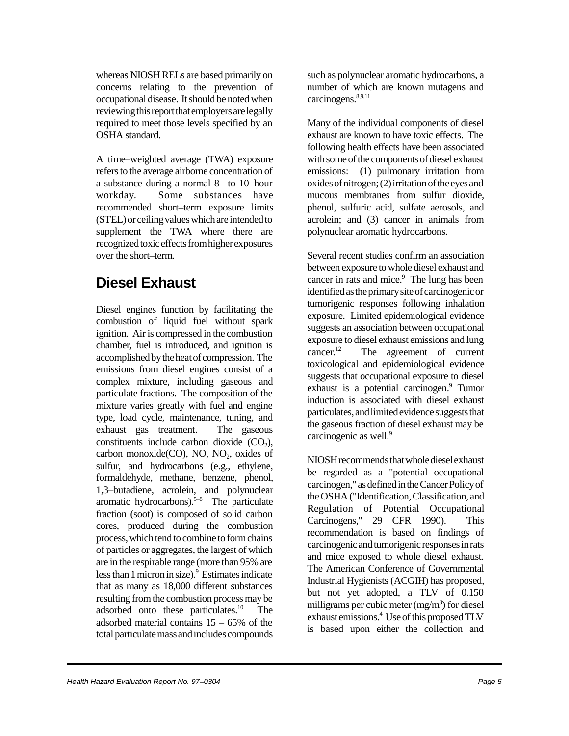whereas NIOSH RELs are based primarily on concerns relating to the prevention of occupational disease. It should be noted when reviewing this report that employers are legally required to meet those levels specified by an OSHA standard.

A time–weighted average (TWA) exposure refers to the average airborne concentration of a substance during a normal 8– to 10–hour workday. Some substances have recommended short–term exposure limits (STEL) or ceiling values which are intended to supplement the TWA where there are recognized toxic effects from higher exposures over the short–term.

## Diesel Exhaust

Diesel engines function by facilitating the combustion of liquid fuel without spark ignition. Air is compressed in the combustion chamber, fuel is introduced, and ignition is accomplished by the heat of compression. The emissions from diesel engines consist of a complex mixture, including gaseous and particulate fractions. The composition of the mixture varies greatly with fuel and engine type, load cycle, maintenance, tuning, and exhaust gas treatment. The gaseous constituents include carbon dioxide ($CO_2$), carbon monoxide(CO), NO, $NO_2$, oxides of sulfur, and hydrocarbons (e.g., ethylene, formaldehyde, methane, benzene, phenol, 1,3–butadiene, acrolein, and polynuclear aromatic hydrocarbons).[5–8] The particulate fraction (soot) is composed of solid carbon cores, produced during the combustion process, which tend to combine to form chains of particles or aggregates, the largest of which are in the respirable range (more than 95% are less than 1 micron in size).[9] Estimates indicate that as many as 18,000 different substances resulting from the combustion process may be adsorbed onto these particulates.[10] The adsorbed material contains 15 – 65% of the total particulate mass and includes compounds such as polynuclear aromatic hydrocarbons, a number of which are known mutagens and carcinogens.[8,9,11]

Many of the individual components of diesel exhaust are known to have toxic effects. The following health effects have been associated with some of the components of diesel exhaust emissions: (1) pulmonary irritation from oxides of nitrogen; (2) irritation of the eyes and mucous membranes from sulfur dioxide, phenol, sulfuric acid, sulfate aerosols, and acrolein; and (3) cancer in animals from polynuclear aromatic hydrocarbons.

Several recent studies confirm an association between exposure to whole diesel exhaust and cancer in rats and mice.[9] The lung has been identified as the primary site of carcinogenic or tumorigenic responses following inhalation exposure. Limited epidemiological evidence suggests an association between occupational exposure to diesel exhaust emissions and lung cancer.[12] The agreement of current toxicological and epidemiological evidence suggests that occupational exposure to diesel exhaust is a potential carcinogen.[9] Tumor induction is associated with diesel exhaust particulates, and limited evidence suggests that the gaseous fraction of diesel exhaust may be carcinogenic as well.[9]

NIOSH recommends that whole diesel exhaust be regarded as a "potential occupational carcinogen," as defined in the Cancer Policy of the OSHA ("Identification, Classification, and Regulation of Potential Occupational Carcinogens," 29 CFR 1990). This recommendation is based on findings of carcinogenic and tumorigenic responses in rats and mice exposed to whole diesel exhaust. The American Conference of Governmental Industrial Hygienists (ACGIH) has proposed, but not yet adopted, a TLV of 0.150 milligrams per cubic meter ($mg/m^3$) for diesel exhaust emissions.[4] Use of this proposed TLV is based upon either the collection and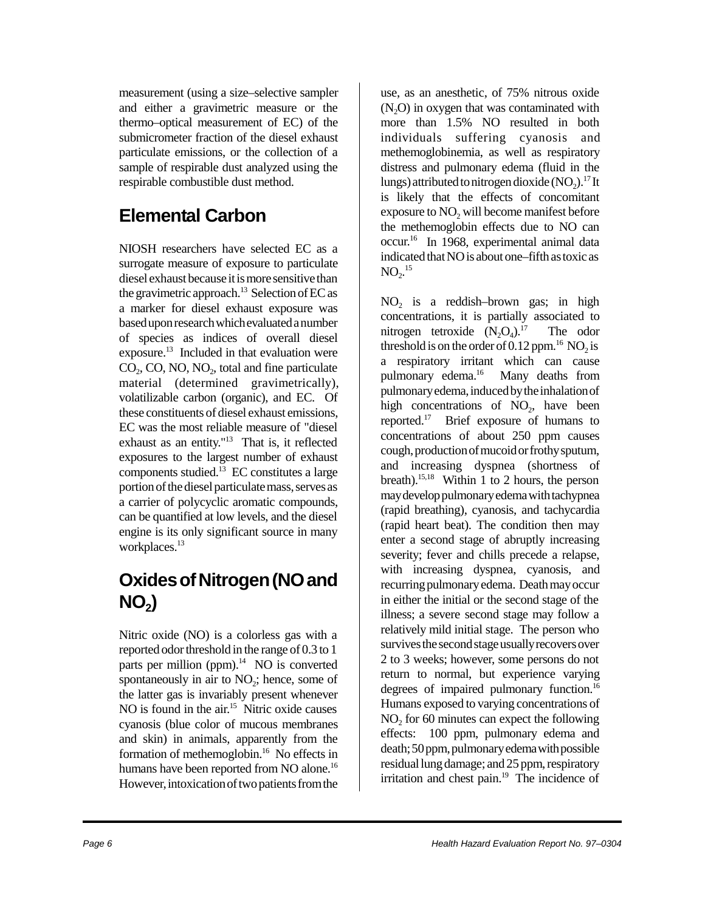measurement (using a size–selective sampler and either a gravimetric measure or the thermo–optical measurement of EC) of the submicrometer fraction of the diesel exhaust particulate emissions, or the collection of a sample of respirable dust analyzed using the respirable combustible dust method.

## Elemental Carbon

NIOSH researchers have selected EC as a surrogate measure of exposure to particulate diesel exhaust because it is more sensitive than the gravimetric approach.[13] Selection of EC as a marker for diesel exhaust exposure was based upon research which evaluated a number of species as indices of overall diesel exposure.[13] Included in that evaluation were $CO_2$, CO, NO, $NO_2$, total and fine particulate material (determined gravimetrically), volatilizable carbon (organic), and EC. Of these constituents of diesel exhaust emissions, EC was the most reliable measure of "diesel exhaust as an entity."[13] That is, it reflected exposures to the largest number of exhaust components studied.[13] EC constitutes a large portion of the diesel particulate mass, serves as a carrier of polycyclic aromatic compounds, can be quantified at low levels, and the diesel engine is its only significant source in many workplaces.[13]

## Oxides of Nitrogen (NO and $NO_2$)

Nitric oxide (NO) is a colorless gas with a reported odor threshold in the range of 0.3 to 1 parts per million (ppm).[14] NO is converted spontaneously in air to $NO_2$; hence, some of the latter gas is invariably present whenever NO is found in the air.[15] Nitric oxide causes cyanosis (blue color of mucous membranes and skin) in animals, apparently from the formation of methemoglobin.[16] No effects in humans have been reported from NO alone.[16] However, intoxication of two patients from the use, as an anesthetic, of 75% nitrous oxide ($N_2O$) in oxygen that was contaminated with more than 1.5% NO resulted in both individuals suffering cyanosis and methemoglobinemia, as well as respiratory distress and pulmonary edema (fluid in the lungs) attributed to nitrogen dioxide ($NO_2$).[17] It is likely that the effects of concomitant exposure to $NO_2$ will become manifest before the methemoglobin effects due to NO can occur.[16] In 1968, experimental animal data indicated that NO is about one–fifth as toxic as $NO_2$.[15]

$NO_2$ is a reddish–brown gas; in high concentrations, it is partially associated to nitrogen tetroxide ($N_2O_4$).[17] The odor threshold is on the order of 0.12 ppm.[16] $NO_2$ is a respiratory irritant which can cause pulmonary edema.[16] Many deaths from pulmonary edema, induced by the inhalation of high concentrations of $NO_2$, have been reported.[17] Brief exposure of humans to concentrations of about 250 ppm causes cough, production of mucoid or frothy sputum, and increasing dyspnea (shortness of breath).[15,18] Within 1 to 2 hours, the person may develop pulmonary edema with tachypnea (rapid breathing), cyanosis, and tachycardia (rapid heart beat). The condition then may enter a second stage of abruptly increasing severity; fever and chills precede a relapse, with increasing dyspnea, cyanosis, and recurring pulmonary edema. Death may occur in either the initial or the second stage of the illness; a severe second stage may follow a relatively mild initial stage. The person who survives the second stage usually recovers over 2 to 3 weeks; however, some persons do not return to normal, but experience varying degrees of impaired pulmonary function.[16] Humans exposed to varying concentrations of $NO_2$ for 60 minutes can expect the following effects: 100 ppm, pulmonary edema and death; 50 ppm, pulmonary edema with possible residual lung damage; and 25 ppm, respiratory irritation and chest pain.[19] The incidence of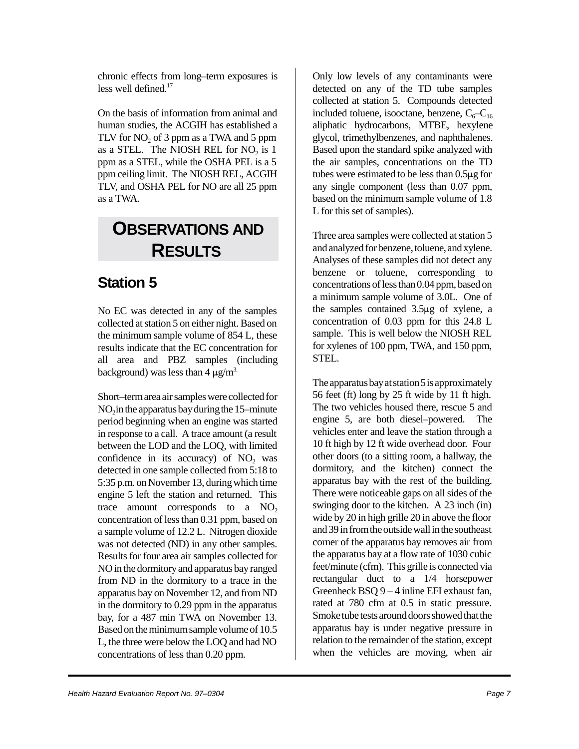chronic effects from long–term exposures is less well defined.[17]

On the basis of information from animal and human studies, the ACGIH has established a TLV for $NO_2$ of 3 ppm as a TWA and 5 ppm as a STEL. The NIOSH REL for $NO_2$ is 1 ppm as a STEL, while the OSHA PEL is a 5 ppm ceiling limit. The NIOSH REL, ACGIH TLV, and OSHA PEL for NO are all 25 ppm as a TWA.

# OBSERVATIONS AND RESULTS

## Station 5

No EC was detected in any of the samples collected at station 5 on either night. Based on the minimum sample volume of 854 L, these results indicate that the EC concentration for all area and PBZ samples (including background) was less than 4 µg/m$^3$.

Short–term area air samples were collected for $NO_2$ in the apparatus bay during the 15–minute period beginning when an engine was started in response to a call. A trace amount (a result between the LOD and the LOQ, with limited confidence in its accuracy) of $NO_2$ was detected in one sample collected from 5:18 to 5:35 p.m. on November 13, during which time engine 5 left the station and returned. This trace amount corresponds to a $NO_2$ concentration of less than 0.31 ppm, based on a sample volume of 12.2 L. Nitrogen dioxide was not detected (ND) in any other samples. Results for four area air samples collected for NO in the dormitory and apparatus bay ranged from ND in the dormitory to a trace in the apparatus bay on November 12, and from ND in the dormitory to 0.29 ppm in the apparatus bay, for a 487 min TWA on November 13. Based on the minimum sample volume of 10.5 L, the three were below the LOQ and had NO concentrations of less than 0.20 ppm.

Only low levels of any contaminants were detected on any of the TD tube samples collected at station 5. Compounds detected included toluene, isooctane, benzene, $C_6$–$C_{16}$ aliphatic hydrocarbons, MTBE, hexylene glycol, trimethylbenzenes, and naphthalenes. Based upon the standard spike analyzed with the air samples, concentrations on the TD tubes were estimated to be less than 0.5µg for any single component (less than 0.07 ppm, based on the minimum sample volume of 1.8 L for this set of samples).

Three area samples were collected at station 5 and analyzed for benzene, toluene, and xylene. Analyses of these samples did not detect any benzene or toluene, corresponding to concentrations of less than 0.04 ppm, based on a minimum sample volume of 3.0L. One of the samples contained 3.5µg of xylene, a concentration of 0.03 ppm for this 24.8 L sample. This is well below the NIOSH REL for xylenes of 100 ppm, TWA, and 150 ppm, STEL.

The apparatus bay at station 5 is approximately 56 feet (ft) long by 25 ft wide by 11 ft high. The two vehicles housed there, rescue 5 and engine 5, are both diesel–powered. The vehicles enter and leave the station through a 10 ft high by 12 ft wide overhead door. Four other doors (to a sitting room, a hallway, the dormitory, and the kitchen) connect the apparatus bay with the rest of the building. There were noticeable gaps on all sides of the swinging door to the kitchen. A 23 inch (in) wide by 20 in high grille 20 in above the floor and 39 in from the outside wall in the southeast corner of the apparatus bay removes air from the apparatus bay at a flow rate of 1030 cubic feet/minute (cfm). This grille is connected via rectangular duct to a 1/4 horsepower Greenheck BSQ 9 – 4 inline EFI exhaust fan, rated at 780 cfm at 0.5 in static pressure. Smoke tube tests around doors showed that the apparatus bay is under negative pressure in relation to the remainder of the station, except when the vehicles are moving, when air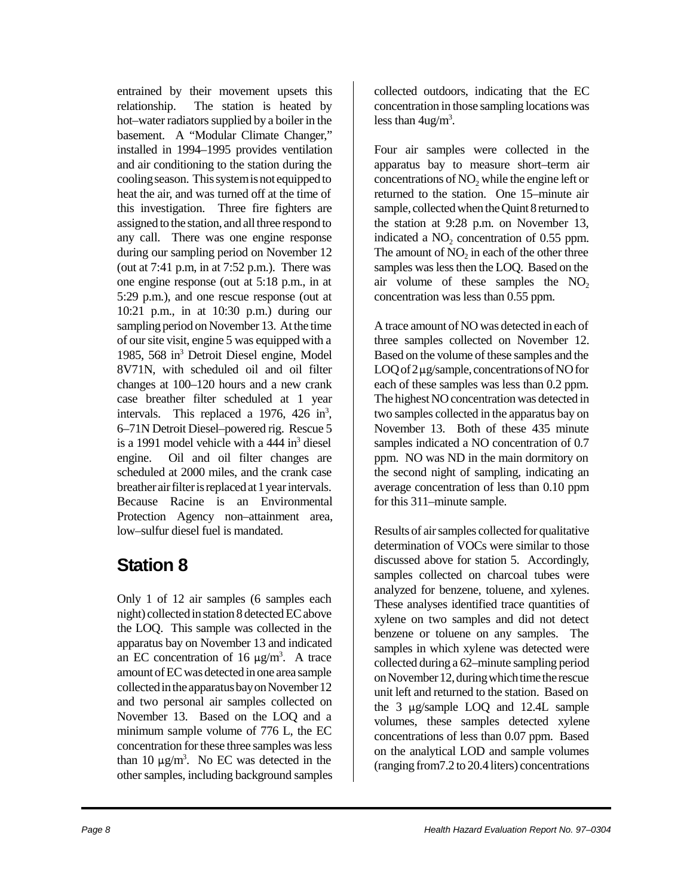entrained by their movement upsets this relationship. The station is heated by hot–water radiators supplied by a boiler in the basement. A "Modular Climate Changer," installed in 1994–1995 provides ventilation and air conditioning to the station during the cooling season. This system is not equipped to heat the air, and was turned off at the time of this investigation. Three fire fighters are assigned to the station, and all three respond to any call. There was one engine response during our sampling period on November 12 (out at 7:41 p.m, in at 7:52 p.m.). There was one engine response (out at 5:18 p.m., in at 5:29 p.m.), and one rescue response (out at 10:21 p.m., in at 10:30 p.m.) during our sampling period on November 13. At the time of our site visit, engine 5 was equipped with a 1985, 568 $in^3$ Detroit Diesel engine, Model 8V71N, with scheduled oil and oil filter changes at 100–120 hours and a new crank case breather filter scheduled at 1 year intervals. This replaced a 1976, 426 $in^3$, 6–71N Detroit Diesel–powered rig. Rescue 5 is a 1991 model vehicle with a 444 $in^3$ diesel engine. Oil and oil filter changes are scheduled at 2000 miles, and the crank case breather air filter is replaced at 1 year intervals. Because Racine is an Environmental Protection Agency non–attainment area, low–sulfur diesel fuel is mandated.

## Station 8

Only 1 of 12 air samples (6 samples each night) collected in station 8 detected EC above the LOQ. This sample was collected in the apparatus bay on November 13 and indicated an EC concentration of 16 $\mu g/m^3$. A trace amount of EC was detected in one area sample collected in the apparatus bay on November 12 and two personal air samples collected on November 13. Based on the LOQ and a minimum sample volume of 776 L, the EC concentration for these three samples was less than 10 $\mu g/m^3$. No EC was detected in the other samples, including background samples collected outdoors, indicating that the EC concentration in those sampling locations was less than 4ug/$m^3$.

Four air samples were collected in the apparatus bay to measure short–term air concentrations of $NO_2$ while the engine left or returned to the station. One 15–minute air sample, collected when the Quint 8 returned to the station at 9:28 p.m. on November 13, indicated a $NO_2$ concentration of 0.55 ppm. The amount of $NO_2$ in each of the other three samples was less then the LOQ. Based on the air volume of these samples the $NO_2$ concentration was less than 0.55 ppm.

A trace amount of NO was detected in each of three samples collected on November 12. Based on the volume of these samples and the LOQ of 2 $\mu$g/sample, concentrations of NO for each of these samples was less than 0.2 ppm. The highest NO concentration was detected in two samples collected in the apparatus bay on November 13. Both of these 435 minute samples indicated a NO concentration of 0.7 ppm. NO was ND in the main dormitory on the second night of sampling, indicating an average concentration of less than 0.10 ppm for this 311–minute sample.

Results of air samples collected for qualitative determination of VOCs were similar to those discussed above for station 5. Accordingly, samples collected on charcoal tubes were analyzed for benzene, toluene, and xylenes. These analyses identified trace quantities of xylene on two samples and did not detect benzene or toluene on any samples. The samples in which xylene was detected were collected during a 62–minute sampling period on November 12, during which time the rescue unit left and returned to the station. Based on the 3 $\mu$g/sample LOQ and 12.4L sample volumes, these samples detected xylene concentrations of less than 0.07 ppm. Based on the analytical LOD and sample volumes (ranging from7.2 to 20.4 liters) concentrations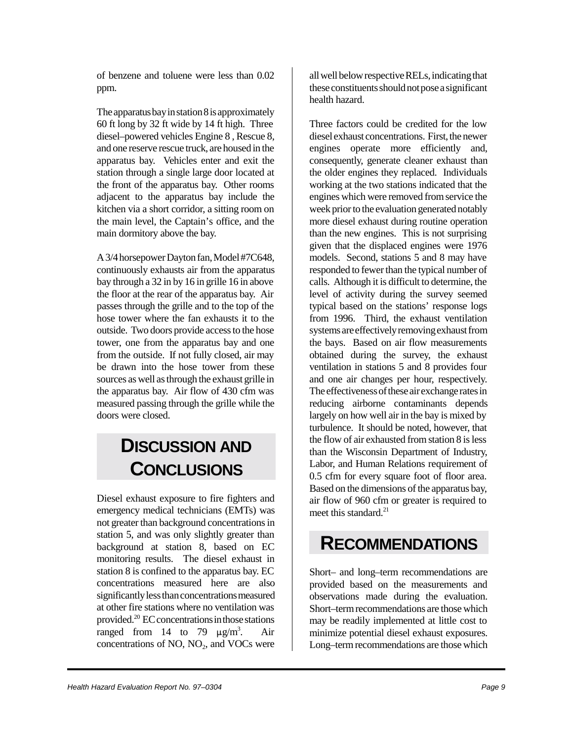of benzene and toluene were less than 0.02 ppm.

The apparatus bay in station 8 is approximately 60 ft long by 32 ft wide by 14 ft high. Three diesel–powered vehicles Engine 8 , Rescue 8, and one reserve rescue truck, are housed in the apparatus bay. Vehicles enter and exit the station through a single large door located at the front of the apparatus bay. Other rooms adjacent to the apparatus bay include the kitchen via a short corridor, a sitting room on the main level, the Captain's office, and the main dormitory above the bay.

A 3/4 horsepower Dayton fan, Model #7C648, continuously exhausts air from the apparatus bay through a 32 in by 16 in grille 16 in above the floor at the rear of the apparatus bay. Air passes through the grille and to the top of the hose tower where the fan exhausts it to the outside. Two doors provide access to the hose tower, one from the apparatus bay and one from the outside. If not fully closed, air may be drawn into the hose tower from these sources as well as through the exhaust grille in the apparatus bay. Air flow of 430 cfm was measured passing through the grille while the doors were closed.

## Discussion and Conclusions

Diesel exhaust exposure to fire fighters and emergency medical technicians (EMTs) was not greater than background concentrations in station 5, and was only slightly greater than background at station 8, based on EC monitoring results. The diesel exhaust in station 8 is confined to the apparatus bay. EC concentrations measured here are also significantly less than concentrations measured at other fire stations where no ventilation was provided.[20] EC concentrations in those stations ranged from 14 to 79 $\mu g/m^3$. Air concentrations of NO, $NO_2$, and VOCs were all well below respective RELs, indicating that these constituents should not pose a significant health hazard.

Three factors could be credited for the low diesel exhaust concentrations. First, the newer engines operate more efficiently and, consequently, generate cleaner exhaust than the older engines they replaced. Individuals working at the two stations indicated that the engines which were removed from service the week prior to the evaluation generated notably more diesel exhaust during routine operation than the new engines. This is not surprising given that the displaced engines were 1976 models. Second, stations 5 and 8 may have responded to fewer than the typical number of calls. Although it is difficult to determine, the level of activity during the survey seemed typical based on the stations' response logs from 1996. Third, the exhaust ventilation systems are effectively removing exhaust from the bays. Based on air flow measurements obtained during the survey, the exhaust ventilation in stations 5 and 8 provides four and one air changes per hour, respectively. The effectiveness of these air exchange rates in reducing airborne contaminants depends largely on how well air in the bay is mixed by turbulence. It should be noted, however, that the flow of air exhausted from station 8 is less than the Wisconsin Department of Industry, Labor, and Human Relations requirement of 0.5 cfm for every square foot of floor area. Based on the dimensions of the apparatus bay, air flow of 960 cfm or greater is required to meet this standard.[21]

## Recommendations

Short– and long–term recommendations are provided based on the measurements and observations made during the evaluation. Short–term recommendations are those which may be readily implemented at little cost to minimize potential diesel exhaust exposures. Long–term recommendations are those which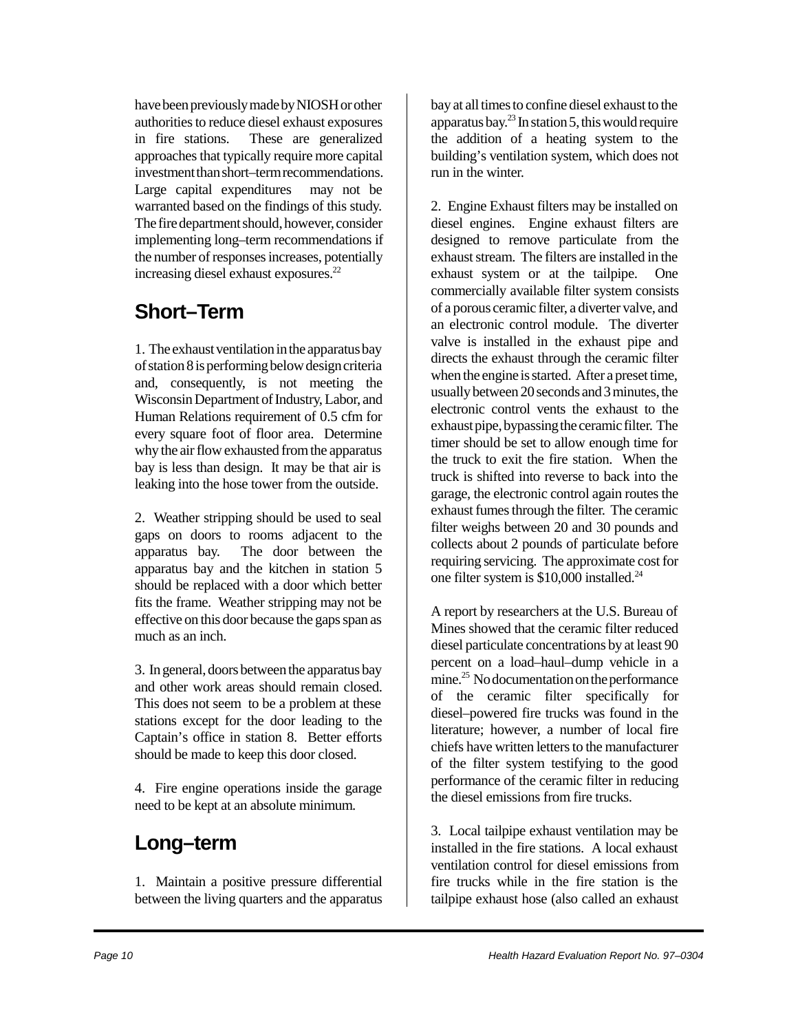have been previously made by NIOSH or other authorities to reduce diesel exhaust exposures in fire stations. These are generalized approaches that typically require more capital investment than short–term recommendations. Large capital expenditures may not be warranted based on the findings of this study. The fire department should, however, consider implementing long–term recommendations if the number of responses increases, potentially increasing diesel exhaust exposures.[22]

## Short–Term

1. The exhaust ventilation in the apparatus bay of station 8 is performing below design criteria and, consequently, is not meeting the Wisconsin Department of Industry, Labor, and Human Relations requirement of 0.5 cfm for every square foot of floor area. Determine why the air flow exhausted from the apparatus bay is less than design. It may be that air is leaking into the hose tower from the outside.

2. Weather stripping should be used to seal gaps on doors to rooms adjacent to the apparatus bay. The door between the apparatus bay and the kitchen in station 5 should be replaced with a door which better fits the frame. Weather stripping may not be effective on this door because the gaps span as much as an inch.

3. In general, doors between the apparatus bay and other work areas should remain closed. This does not seem to be a problem at these stations except for the door leading to the Captain's office in station 8. Better efforts should be made to keep this door closed.

4. Fire engine operations inside the garage need to be kept at an absolute minimum.

## Long–term

1. Maintain a positive pressure differential between the living quarters and the apparatus bay at all times to confine diesel exhaust to the apparatus bay.[23] In station 5, this would require the addition of a heating system to the building's ventilation system, which does not run in the winter.

2. Engine Exhaust filters may be installed on diesel engines. Engine exhaust filters are designed to remove particulate from the exhaust stream. The filters are installed in the exhaust system or at the tailpipe. One commercially available filter system consists of a porous ceramic filter, a diverter valve, and an electronic control module. The diverter valve is installed in the exhaust pipe and directs the exhaust through the ceramic filter when the engine is started. After a preset time, usually between 20 seconds and 3 minutes, the electronic control vents the exhaust to the exhaust pipe, bypassing the ceramic filter. The timer should be set to allow enough time for the truck to exit the fire station. When the truck is shifted into reverse to back into the garage, the electronic control again routes the exhaust fumes through the filter. The ceramic filter weighs between 20 and 30 pounds and collects about 2 pounds of particulate before requiring servicing. The approximate cost for one filter system is $10,000 installed.[24]

A report by researchers at the U.S. Bureau of Mines showed that the ceramic filter reduced diesel particulate concentrations by at least 90 percent on a load–haul–dump vehicle in a mine.[25] No documentation on the performance of the ceramic filter specifically for diesel–powered fire trucks was found in the literature; however, a number of local fire chiefs have written letters to the manufacturer of the filter system testifying to the good performance of the ceramic filter in reducing the diesel emissions from fire trucks.

3. Local tailpipe exhaust ventilation may be installed in the fire stations. A local exhaust ventilation control for diesel emissions from fire trucks while in the fire station is the tailpipe exhaust hose (also called an exhaust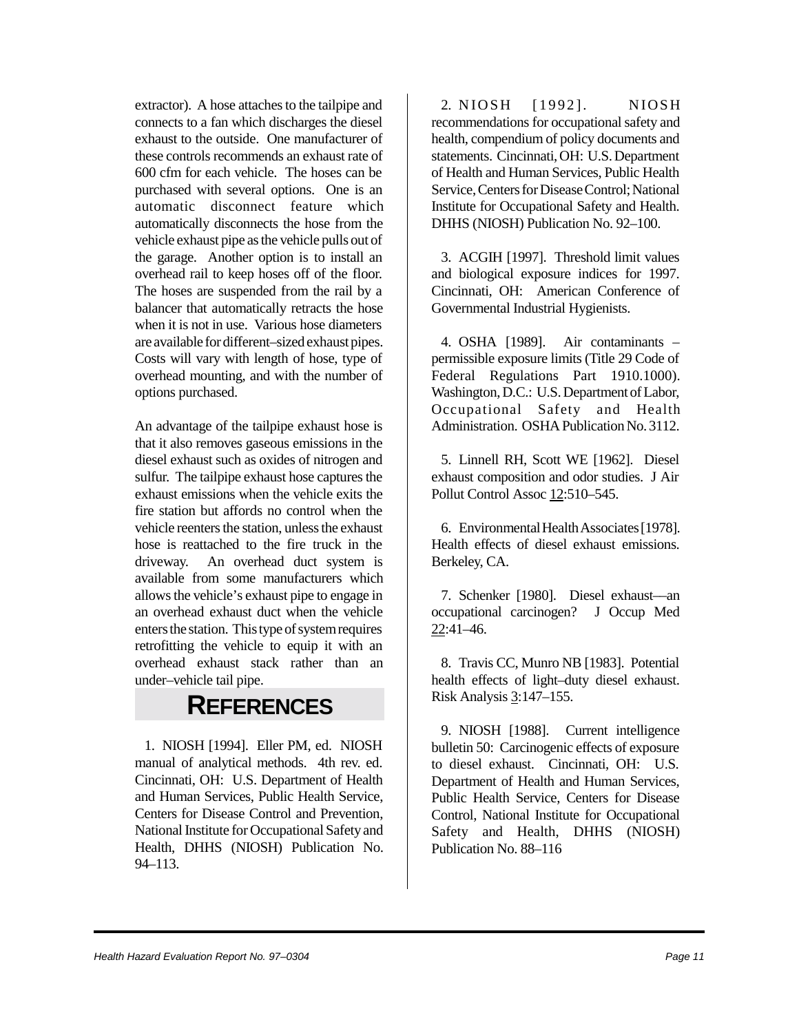extractor). A hose attaches to the tailpipe and connects to a fan which discharges the diesel exhaust to the outside. One manufacturer of these controls recommends an exhaust rate of 600 cfm for each vehicle. The hoses can be purchased with several options. One is an automatic disconnect feature which automatically disconnects the hose from the vehicle exhaust pipe as the vehicle pulls out of the garage. Another option is to install an overhead rail to keep hoses off of the floor. The hoses are suspended from the rail by a balancer that automatically retracts the hose when it is not in use. Various hose diameters are available for different–sized exhaust pipes. Costs will vary with length of hose, type of overhead mounting, and with the number of options purchased.

An advantage of the tailpipe exhaust hose is that it also removes gaseous emissions in the diesel exhaust such as oxides of nitrogen and sulfur. The tailpipe exhaust hose captures the exhaust emissions when the vehicle exits the fire station but affords no control when the vehicle reenters the station, unless the exhaust hose is reattached to the fire truck in the driveway. An overhead duct system is available from some manufacturers which allows the vehicle's exhaust pipe to engage in an overhead exhaust duct when the vehicle enters the station. This type of system requires retrofitting the vehicle to equip it with an overhead exhaust stack rather than an under–vehicle tail pipe.

# REFERENCES

1. NIOSH [1994]. Eller PM, ed. NIOSH manual of analytical methods. 4th rev. ed. Cincinnati, OH: U.S. Department of Health and Human Services, Public Health Service, Centers for Disease Control and Prevention, National Institute for Occupational Safety and Health, DHHS (NIOSH) Publication No. 94–113.

2. NIOSH [1992]. NIOSH recommendations for occupational safety and health, compendium of policy documents and statements. Cincinnati, OH: U.S. Department of Health and Human Services, Public Health Service, Centers for Disease Control; National Institute for Occupational Safety and Health. DHHS (NIOSH) Publication No. 92–100.

3. ACGIH [1997]. Threshold limit values and biological exposure indices for 1997. Cincinnati, OH: American Conference of Governmental Industrial Hygienists.

4. OSHA [1989]. Air contaminants – permissible exposure limits (Title 29 Code of Federal Regulations Part 1910.1000). Washington, D.C.: U.S. Department of Labor, Occupational Safety and Health Administration. OSHA Publication No. 3112.

5. Linnell RH, Scott WE [1962]. Diesel exhaust composition and odor studies. J Air Pollut Control Assoc 12:510–545.

6. Environmental Health Associates [1978]. Health effects of diesel exhaust emissions. Berkeley, CA.

7. Schenker [1980]. Diesel exhaust—an occupational carcinogen? J Occup Med 22:41–46.

8. Travis CC, Munro NB [1983]. Potential health effects of light–duty diesel exhaust. Risk Analysis 3:147–155.

9. NIOSH [1988]. Current intelligence bulletin 50: Carcinogenic effects of exposure to diesel exhaust. Cincinnati, OH: U.S. Department of Health and Human Services, Public Health Service, Centers for Disease Control, National Institute for Occupational Safety and Health, DHHS (NIOSH) Publication No. 88–116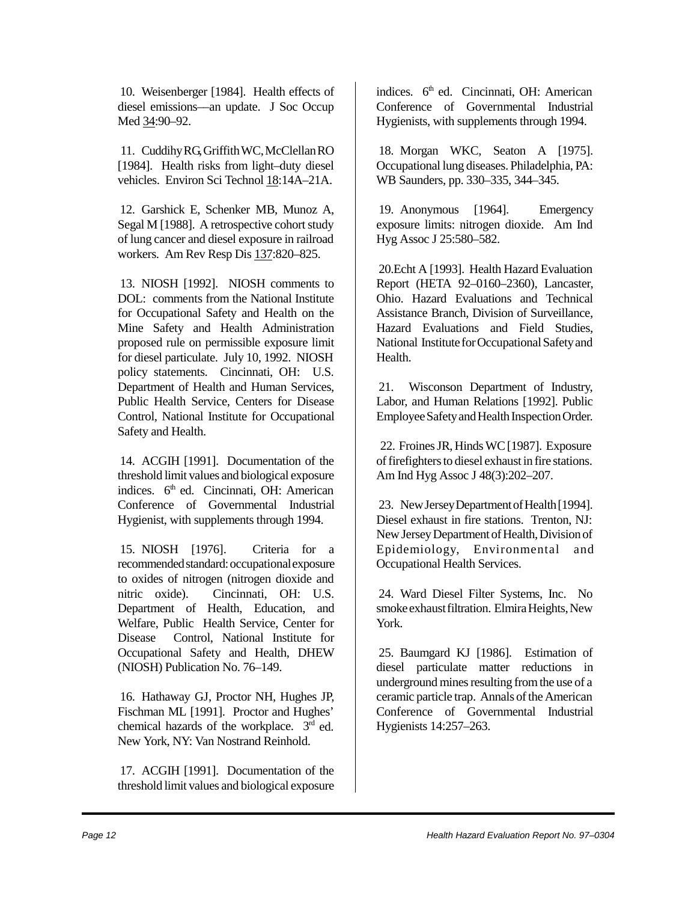10. Weisenberger [1984]. Health effects of diesel emissions—an update. J Soc Occup Med 34:90–92.

11. Cuddihy RG, Griffith WC, McClellan RO [1984]. Health risks from light–duty diesel vehicles. Environ Sci Technol 18:14A–21A.

12. Garshick E, Schenker MB, Munoz A, Segal M [1988]. A retrospective cohort study of lung cancer and diesel exposure in railroad workers. Am Rev Resp Dis 137:820–825.

13. NIOSH [1992]. NIOSH comments to DOL: comments from the National Institute for Occupational Safety and Health on the Mine Safety and Health Administration proposed rule on permissible exposure limit for diesel particulate. July 10, 1992. NIOSH policy statements. Cincinnati, OH: U.S. Department of Health and Human Services, Public Health Service, Centers for Disease Control, National Institute for Occupational Safety and Health.

14. ACGIH [1991]. Documentation of the threshold limit values and biological exposure indices. 6th ed. Cincinnati, OH: American Conference of Governmental Industrial Hygienist, with supplements through 1994.

15. NIOSH [1976]. Criteria for a recommended standard: occupational exposure to oxides of nitrogen (nitrogen dioxide and nitric oxide). Cincinnati, OH: U.S. Department of Health, Education, and Welfare, Public Health Service, Center for Disease Control, National Institute for Occupational Safety and Health, DHEW (NIOSH) Publication No. 76–149.

16. Hathaway GJ, Proctor NH, Hughes JP, Fischman ML [1991]. Proctor and Hughes' chemical hazards of the workplace. 3rd ed. New York, NY: Van Nostrand Reinhold.

17. ACGIH [1991]. Documentation of the threshold limit values and biological exposure indices. 6th ed. Cincinnati, OH: American Conference of Governmental Industrial Hygienists, with supplements through 1994.

18. Morgan WKC, Seaton A [1975]. Occupational lung diseases. Philadelphia, PA: WB Saunders, pp. 330–335, 344–345.

19. Anonymous [1964]. Emergency exposure limits: nitrogen dioxide. Am Ind Hyg Assoc J 25:580–582.

20.Echt A [1993]. Health Hazard Evaluation Report (HETA 92–0160–2360), Lancaster, Ohio. Hazard Evaluations and Technical Assistance Branch, Division of Surveillance, Hazard Evaluations and Field Studies, National Institute for Occupational Safety and Health.

21. Wisconson Department of Industry, Labor, and Human Relations [1992]. Public Employee Safety and Health Inspection Order.

22. Froines JR, Hinds WC [1987]. Exposure of firefighters to diesel exhaust in fire stations. Am Ind Hyg Assoc J 48(3):202–207.

23. New Jersey Department of Health [1994]. Diesel exhaust in fire stations. Trenton, NJ: New Jersey Department of Health, Division of Epidemiology, Environmental and Occupational Health Services.

24. Ward Diesel Filter Systems, Inc. No smoke exhaust filtration. Elmira Heights, New York.

25. Baumgard KJ [1986]. Estimation of diesel particulate matter reductions in underground mines resulting from the use of a ceramic particle trap. Annals of the American Conference of Governmental Industrial Hygienists 14:257–263.